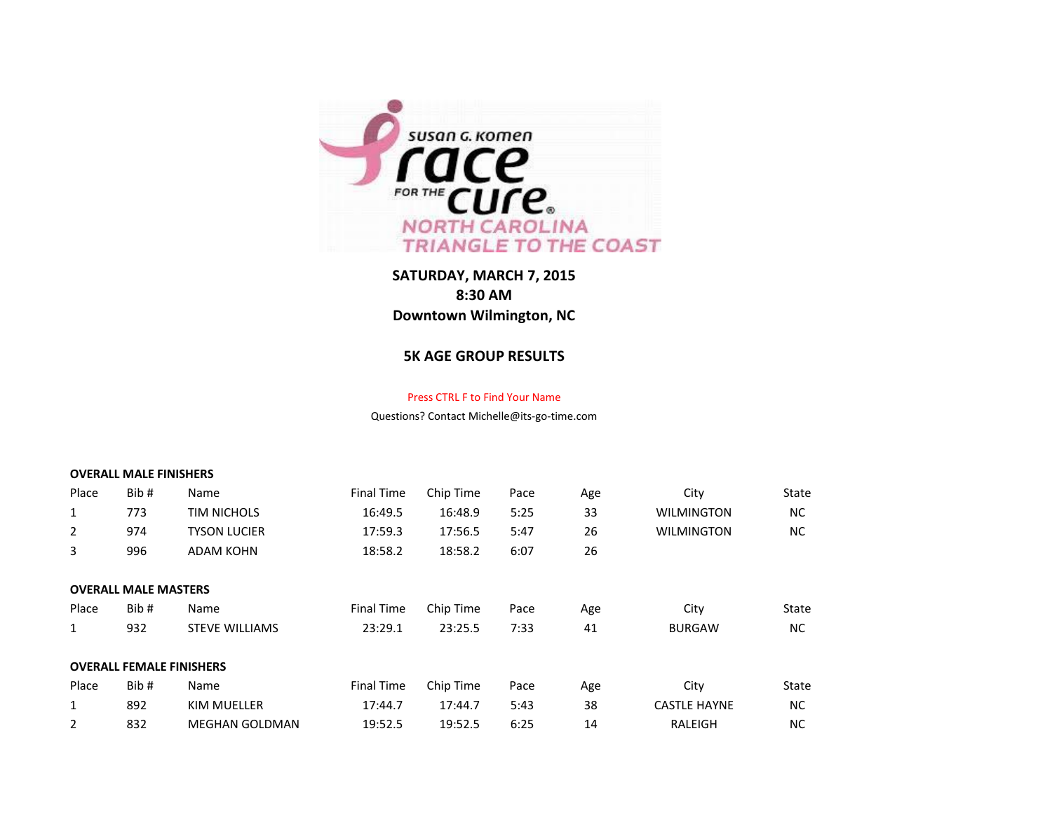Susan G. Komen Race for the Cure
North Carolina Triangle to the Coast

**SATURDAY, MARCH 7, 2015**
**8:30 AM**
**Downtown Wilmington, NC**

## 5K AGE GROUP RESULTS

Press CTRL F to Find Your Name

Questions? Contact Michelle@its-go-time.com

### OVERALL MALE FINISHERS

| Place | Bib # | Name | Final Time | Chip Time | Pace | Age | City | State |
|---|---|---|---|---|---|---|---|---|
| 1 | 773 | TIM NICHOLS | 16:49.5 | 16:48.9 | 5:25 | 33 | WILMINGTON | NC |
| 2 | 974 | TYSON LUCIER | 17:59.3 | 17:56.5 | 5:47 | 26 | WILMINGTON | NC |
| 3 | 996 | ADAM KOHN | 18:58.2 | 18:58.2 | 6:07 | 26 | | |

### OVERALL MALE MASTERS

| Place | Bib # | Name | Final Time | Chip Time | Pace | Age | City | State |
|---|---|---|---|---|---|---|---|---|
| 1 | 932 | STEVE WILLIAMS | 23:29.1 | 23:25.5 | 7:33 | 41 | BURGAW | NC |

### OVERALL FEMALE FINISHERS

| Place | Bib # | Name | Final Time | Chip Time | Pace | Age | City | State |
|---|---|---|---|---|---|---|---|---|
| 1 | 892 | KIM MUELLER | 17:44.7 | 17:44.7 | 5:43 | 38 | CASTLE HAYNE | NC |
| 2 | 832 | MEGHAN GOLDMAN | 19:52.5 | 19:52.5 | 6:25 | 14 | RALEIGH | NC |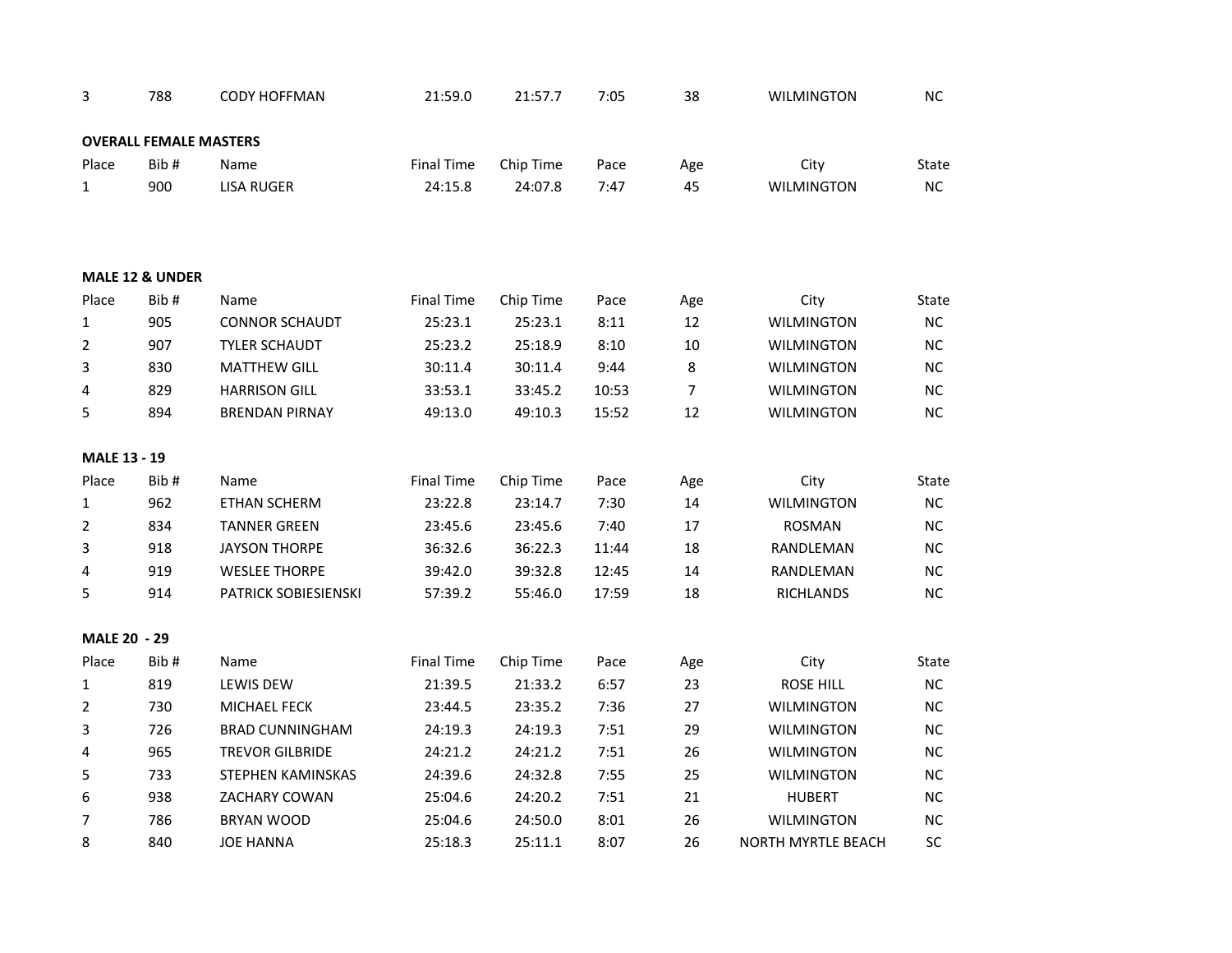| Place | Bib # | Name | Final Time | Chip Time | Pace | Age | City | State |
|---|---|---|---|---|---|---|---|---|
| 3 | 788 | CODY HOFFMAN | 21:59.0 | 21:57.7 | 7:05 | 38 | WILMINGTON | NC |

**OVERALL FEMALE MASTERS**

| Place | Bib # | Name | Final Time | Chip Time | Pace | Age | City | State |
|---|---|---|---|---|---|---|---|---|
| 1 | 900 | LISA RUGER | 24:15.8 | 24:07.8 | 7:47 | 45 | WILMINGTON | NC |

**MALE 12 & UNDER**

| Place | Bib # | Name | Final Time | Chip Time | Pace | Age | City | State |
|---|---|---|---|---|---|---|---|---|
| 1 | 905 | CONNOR SCHAUDT | 25:23.1 | 25:23.1 | 8:11 | 12 | WILMINGTON | NC |
| 2 | 907 | TYLER SCHAUDT | 25:23.2 | 25:18.9 | 8:10 | 10 | WILMINGTON | NC |
| 3 | 830 | MATTHEW GILL | 30:11.4 | 30:11.4 | 9:44 | 8 | WILMINGTON | NC |
| 4 | 829 | HARRISON GILL | 33:53.1 | 33:45.2 | 10:53 | 7 | WILMINGTON | NC |
| 5 | 894 | BRENDAN PIRNAY | 49:13.0 | 49:10.3 | 15:52 | 12 | WILMINGTON | NC |

**MALE 13 - 19**

| Place | Bib # | Name | Final Time | Chip Time | Pace | Age | City | State |
|---|---|---|---|---|---|---|---|---|
| 1 | 962 | ETHAN SCHERM | 23:22.8 | 23:14.7 | 7:30 | 14 | WILMINGTON | NC |
| 2 | 834 | TANNER GREEN | 23:45.6 | 23:45.6 | 7:40 | 17 | ROSMAN | NC |
| 3 | 918 | JAYSON THORPE | 36:32.6 | 36:22.3 | 11:44 | 18 | RANDLEMAN | NC |
| 4 | 919 | WESLEE THORPE | 39:42.0 | 39:32.8 | 12:45 | 14 | RANDLEMAN | NC |
| 5 | 914 | PATRICK SOBIESIENSKI | 57:39.2 | 55:46.0 | 17:59 | 18 | RICHLANDS | NC |

**MALE 20 - 29**

| Place | Bib # | Name | Final Time | Chip Time | Pace | Age | City | State |
|---|---|---|---|---|---|---|---|---|
| 1 | 819 | LEWIS DEW | 21:39.5 | 21:33.2 | 6:57 | 23 | ROSE HILL | NC |
| 2 | 730 | MICHAEL FECK | 23:44.5 | 23:35.2 | 7:36 | 27 | WILMINGTON | NC |
| 3 | 726 | BRAD CUNNINGHAM | 24:19.3 | 24:19.3 | 7:51 | 29 | WILMINGTON | NC |
| 4 | 965 | TREVOR GILBRIDE | 24:21.2 | 24:21.2 | 7:51 | 26 | WILMINGTON | NC |
| 5 | 733 | STEPHEN KAMINSKAS | 24:39.6 | 24:32.8 | 7:55 | 25 | WILMINGTON | NC |
| 6 | 938 | ZACHARY COWAN | 25:04.6 | 24:20.2 | 7:51 | 21 | HUBERT | NC |
| 7 | 786 | BRYAN WOOD | 25:04.6 | 24:50.0 | 8:01 | 26 | WILMINGTON | NC |
| 8 | 840 | JOE HANNA | 25:18.3 | 25:11.1 | 8:07 | 26 | NORTH MYRTLE BEACH | SC |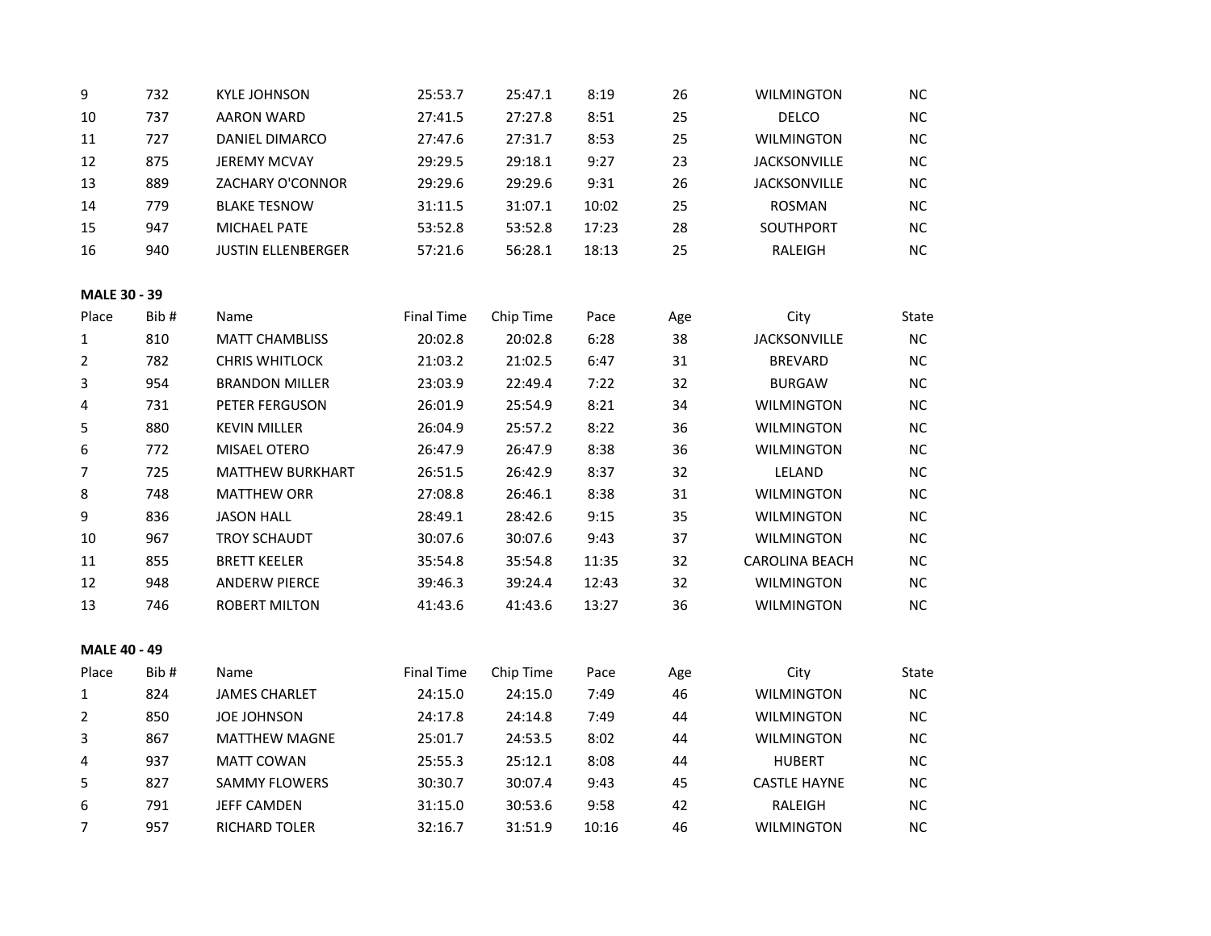| Place | Bib # | Name | Final Time | Chip Time | Pace | Age | City | State |
|---|---|---|---|---|---|---|---|---|
| 9 | 732 | KYLE JOHNSON | 25:53.7 | 25:47.1 | 8:19 | 26 | WILMINGTON | NC |
| 10 | 737 | AARON WARD | 27:41.5 | 27:27.8 | 8:51 | 25 | DELCO | NC |
| 11 | 727 | DANIEL DIMARCO | 27:47.6 | 27:31.7 | 8:53 | 25 | WILMINGTON | NC |
| 12 | 875 | JEREMY MCVAY | 29:29.5 | 29:18.1 | 9:27 | 23 | JACKSONVILLE | NC |
| 13 | 889 | ZACHARY O'CONNOR | 29:29.6 | 29:29.6 | 9:31 | 26 | JACKSONVILLE | NC |
| 14 | 779 | BLAKE TESNOW | 31:11.5 | 31:07.1 | 10:02 | 25 | ROSMAN | NC |
| 15 | 947 | MICHAEL PATE | 53:52.8 | 53:52.8 | 17:23 | 28 | SOUTHPORT | NC |
| 16 | 940 | JUSTIN ELLENBERGER | 57:21.6 | 56:28.1 | 18:13 | 25 | RALEIGH | NC |

**MALE 30 - 39**

| Place | Bib # | Name | Final Time | Chip Time | Pace | Age | City | State |
|---|---|---|---|---|---|---|---|---|
| 1 | 810 | MATT CHAMBLISS | 20:02.8 | 20:02.8 | 6:28 | 38 | JACKSONVILLE | NC |
| 2 | 782 | CHRIS WHITLOCK | 21:03.2 | 21:02.5 | 6:47 | 31 | BREVARD | NC |
| 3 | 954 | BRANDON MILLER | 23:03.9 | 22:49.4 | 7:22 | 32 | BURGAW | NC |
| 4 | 731 | PETER FERGUSON | 26:01.9 | 25:54.9 | 8:21 | 34 | WILMINGTON | NC |
| 5 | 880 | KEVIN MILLER | 26:04.9 | 25:57.2 | 8:22 | 36 | WILMINGTON | NC |
| 6 | 772 | MISAEL OTERO | 26:47.9 | 26:47.9 | 8:38 | 36 | WILMINGTON | NC |
| 7 | 725 | MATTHEW BURKHART | 26:51.5 | 26:42.9 | 8:37 | 32 | LELAND | NC |
| 8 | 748 | MATTHEW ORR | 27:08.8 | 26:46.1 | 8:38 | 31 | WILMINGTON | NC |
| 9 | 836 | JASON HALL | 28:49.1 | 28:42.6 | 9:15 | 35 | WILMINGTON | NC |
| 10 | 967 | TROY SCHAUDT | 30:07.6 | 30:07.6 | 9:43 | 37 | WILMINGTON | NC |
| 11 | 855 | BRETT KEELER | 35:54.8 | 35:54.8 | 11:35 | 32 | CAROLINA BEACH | NC |
| 12 | 948 | ANDERW PIERCE | 39:46.3 | 39:24.4 | 12:43 | 32 | WILMINGTON | NC |
| 13 | 746 | ROBERT MILTON | 41:43.6 | 41:43.6 | 13:27 | 36 | WILMINGTON | NC |

**MALE 40 - 49**

| Place | Bib # | Name | Final Time | Chip Time | Pace | Age | City | State |
|---|---|---|---|---|---|---|---|---|
| 1 | 824 | JAMES CHARLET | 24:15.0 | 24:15.0 | 7:49 | 46 | WILMINGTON | NC |
| 2 | 850 | JOE JOHNSON | 24:17.8 | 24:14.8 | 7:49 | 44 | WILMINGTON | NC |
| 3 | 867 | MATTHEW MAGNE | 25:01.7 | 24:53.5 | 8:02 | 44 | WILMINGTON | NC |
| 4 | 937 | MATT COWAN | 25:55.3 | 25:12.1 | 8:08 | 44 | HUBERT | NC |
| 5 | 827 | SAMMY FLOWERS | 30:30.7 | 30:07.4 | 9:43 | 45 | CASTLE HAYNE | NC |
| 6 | 791 | JEFF CAMDEN | 31:15.0 | 30:53.6 | 9:58 | 42 | RALEIGH | NC |
| 7 | 957 | RICHARD TOLER | 32:16.7 | 31:51.9 | 10:16 | 46 | WILMINGTON | NC |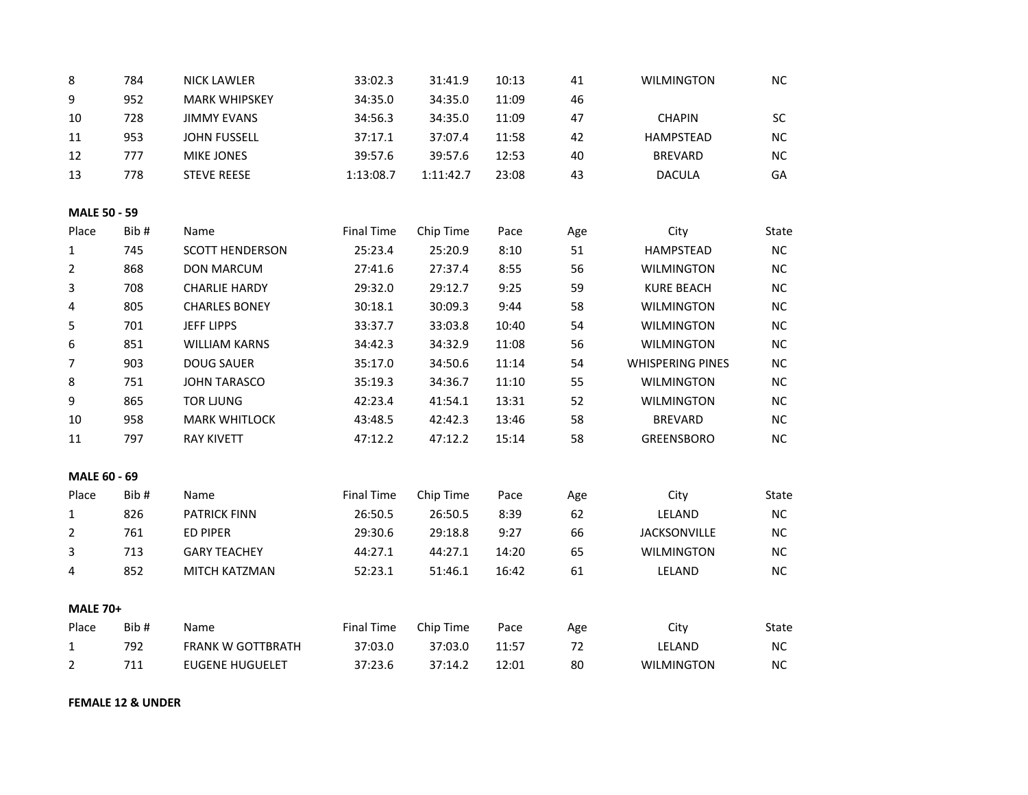| Place | Bib # | Name | Final Time | Chip Time | Pace | Age | City | State |
|---|---|---|---|---|---|---|---|---|
| 8 | 784 | NICK LAWLER | 33:02.3 | 31:41.9 | 10:13 | 41 | WILMINGTON | NC |
| 9 | 952 | MARK WHIPSKEY | 34:35.0 | 34:35.0 | 11:09 | 46 | | |
| 10 | 728 | JIMMY EVANS | 34:56.3 | 34:35.0 | 11:09 | 47 | CHAPIN | SC |
| 11 | 953 | JOHN FUSSELL | 37:17.1 | 37:07.4 | 11:58 | 42 | HAMPSTEAD | NC |
| 12 | 777 | MIKE JONES | 39:57.6 | 39:57.6 | 12:53 | 40 | BREVARD | NC |
| 13 | 778 | STEVE REESE | 1:13:08.7 | 1:11:42.7 | 23:08 | 43 | DACULA | GA |

**MALE 50 - 59**

| Place | Bib # | Name | Final Time | Chip Time | Pace | Age | City | State |
|---|---|---|---|---|---|---|---|---|
| 1 | 745 | SCOTT HENDERSON | 25:23.4 | 25:20.9 | 8:10 | 51 | HAMPSTEAD | NC |
| 2 | 868 | DON MARCUM | 27:41.6 | 27:37.4 | 8:55 | 56 | WILMINGTON | NC |
| 3 | 708 | CHARLIE HARDY | 29:32.0 | 29:12.7 | 9:25 | 59 | KURE BEACH | NC |
| 4 | 805 | CHARLES BONEY | 30:18.1 | 30:09.3 | 9:44 | 58 | WILMINGTON | NC |
| 5 | 701 | JEFF LIPPS | 33:37.7 | 33:03.8 | 10:40 | 54 | WILMINGTON | NC |
| 6 | 851 | WILLIAM KARNS | 34:42.3 | 34:32.9 | 11:08 | 56 | WILMINGTON | NC |
| 7 | 903 | DOUG SAUER | 35:17.0 | 34:50.6 | 11:14 | 54 | WHISPERING PINES | NC |
| 8 | 751 | JOHN TARASCO | 35:19.3 | 34:36.7 | 11:10 | 55 | WILMINGTON | NC |
| 9 | 865 | TOR LJUNG | 42:23.4 | 41:54.1 | 13:31 | 52 | WILMINGTON | NC |
| 10 | 958 | MARK WHITLOCK | 43:48.5 | 42:42.3 | 13:46 | 58 | BREVARD | NC |
| 11 | 797 | RAY KIVETT | 47:12.2 | 47:12.2 | 15:14 | 58 | GREENSBORO | NC |

**MALE 60 - 69**

| Place | Bib # | Name | Final Time | Chip Time | Pace | Age | City | State |
|---|---|---|---|---|---|---|---|---|
| 1 | 826 | PATRICK FINN | 26:50.5 | 26:50.5 | 8:39 | 62 | LELAND | NC |
| 2 | 761 | ED PIPER | 29:30.6 | 29:18.8 | 9:27 | 66 | JACKSONVILLE | NC |
| 3 | 713 | GARY TEACHEY | 44:27.1 | 44:27.1 | 14:20 | 65 | WILMINGTON | NC |
| 4 | 852 | MITCH KATZMAN | 52:23.1 | 51:46.1 | 16:42 | 61 | LELAND | NC |

**MALE 70+**

| Place | Bib # | Name | Final Time | Chip Time | Pace | Age | City | State |
|---|---|---|---|---|---|---|---|---|
| 1 | 792 | FRANK W GOTTBRATH | 37:03.0 | 37:03.0 | 11:57 | 72 | LELAND | NC |
| 2 | 711 | EUGENE HUGUELET | 37:23.6 | 37:14.2 | 12:01 | 80 | WILMINGTON | NC |

**FEMALE 12 & UNDER**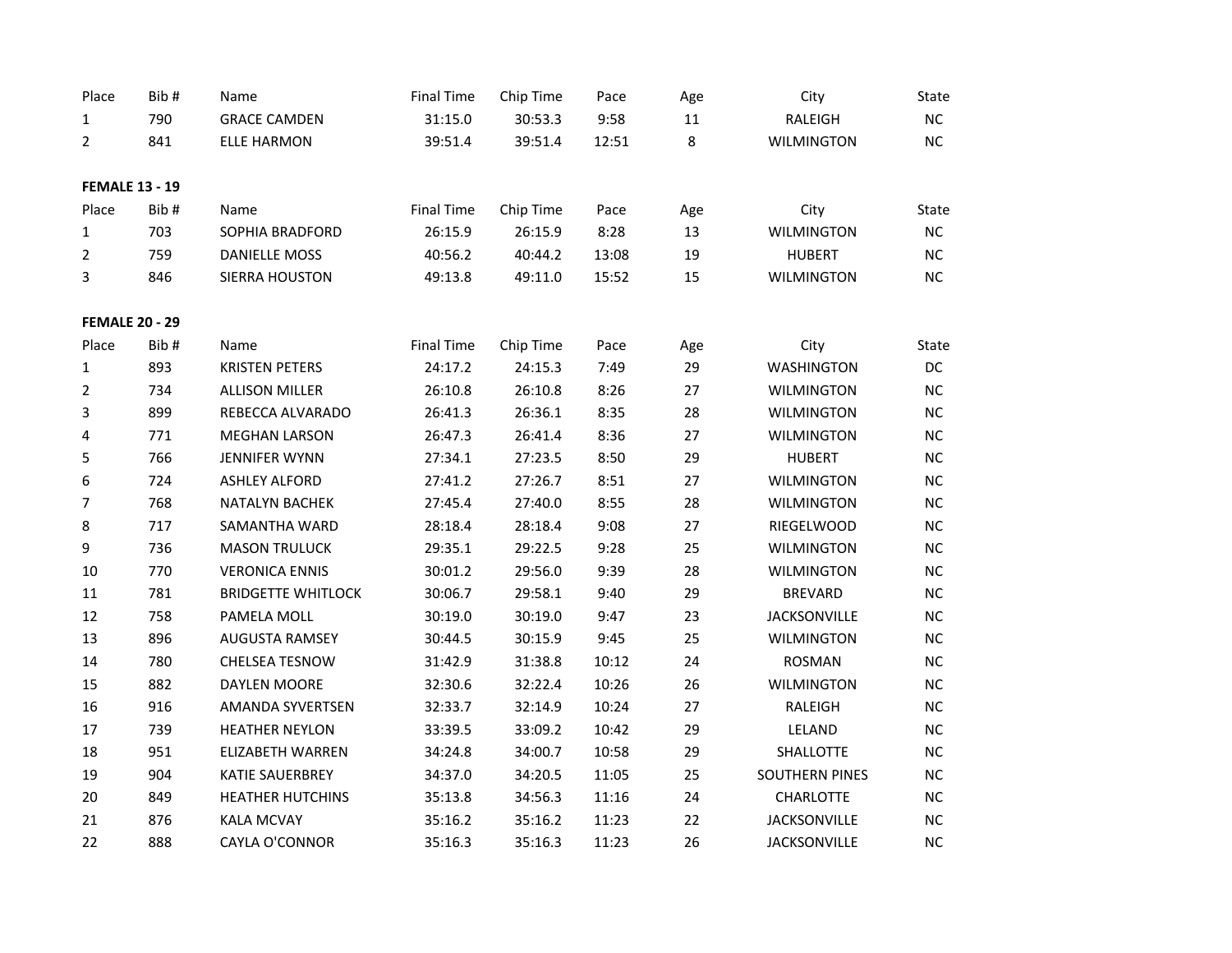| Place | Bib # | Name | Final Time | Chip Time | Pace | Age | City | State |
|---|---|---|---|---|---|---|---|---|
| 1 | 790 | GRACE CAMDEN | 31:15.0 | 30:53.3 | 9:58 | 11 | RALEIGH | NC |
| 2 | 841 | ELLE HARMON | 39:51.4 | 39:51.4 | 12:51 | 8 | WILMINGTON | NC |

**FEMALE 13 - 19**

| Place | Bib # | Name | Final Time | Chip Time | Pace | Age | City | State |
|---|---|---|---|---|---|---|---|---|
| 1 | 703 | SOPHIA BRADFORD | 26:15.9 | 26:15.9 | 8:28 | 13 | WILMINGTON | NC |
| 2 | 759 | DANIELLE MOSS | 40:56.2 | 40:44.2 | 13:08 | 19 | HUBERT | NC |
| 3 | 846 | SIERRA HOUSTON | 49:13.8 | 49:11.0 | 15:52 | 15 | WILMINGTON | NC |

**FEMALE 20 - 29**

| Place | Bib # | Name | Final Time | Chip Time | Pace | Age | City | State |
|---|---|---|---|---|---|---|---|---|
| 1 | 893 | KRISTEN PETERS | 24:17.2 | 24:15.3 | 7:49 | 29 | WASHINGTON | DC |
| 2 | 734 | ALLISON MILLER | 26:10.8 | 26:10.8 | 8:26 | 27 | WILMINGTON | NC |
| 3 | 899 | REBECCA ALVARADO | 26:41.3 | 26:36.1 | 8:35 | 28 | WILMINGTON | NC |
| 4 | 771 | MEGHAN LARSON | 26:47.3 | 26:41.4 | 8:36 | 27 | WILMINGTON | NC |
| 5 | 766 | JENNIFER WYNN | 27:34.1 | 27:23.5 | 8:50 | 29 | HUBERT | NC |
| 6 | 724 | ASHLEY ALFORD | 27:41.2 | 27:26.7 | 8:51 | 27 | WILMINGTON | NC |
| 7 | 768 | NATALYN BACHEK | 27:45.4 | 27:40.0 | 8:55 | 28 | WILMINGTON | NC |
| 8 | 717 | SAMANTHA WARD | 28:18.4 | 28:18.4 | 9:08 | 27 | RIEGELWOOD | NC |
| 9 | 736 | MASON TRULUCK | 29:35.1 | 29:22.5 | 9:28 | 25 | WILMINGTON | NC |
| 10 | 770 | VERONICA ENNIS | 30:01.2 | 29:56.0 | 9:39 | 28 | WILMINGTON | NC |
| 11 | 781 | BRIDGETTE WHITLOCK | 30:06.7 | 29:58.1 | 9:40 | 29 | BREVARD | NC |
| 12 | 758 | PAMELA MOLL | 30:19.0 | 30:19.0 | 9:47 | 23 | JACKSONVILLE | NC |
| 13 | 896 | AUGUSTA RAMSEY | 30:44.5 | 30:15.9 | 9:45 | 25 | WILMINGTON | NC |
| 14 | 780 | CHELSEA TESNOW | 31:42.9 | 31:38.8 | 10:12 | 24 | ROSMAN | NC |
| 15 | 882 | DAYLEN MOORE | 32:30.6 | 32:22.4 | 10:26 | 26 | WILMINGTON | NC |
| 16 | 916 | AMANDA SYVERTSEN | 32:33.7 | 32:14.9 | 10:24 | 27 | RALEIGH | NC |
| 17 | 739 | HEATHER NEYLON | 33:39.5 | 33:09.2 | 10:42 | 29 | LELAND | NC |
| 18 | 951 | ELIZABETH WARREN | 34:24.8 | 34:00.7 | 10:58 | 29 | SHALLOTTE | NC |
| 19 | 904 | KATIE SAUERBREY | 34:37.0 | 34:20.5 | 11:05 | 25 | SOUTHERN PINES | NC |
| 20 | 849 | HEATHER HUTCHINS | 35:13.8 | 34:56.3 | 11:16 | 24 | CHARLOTTE | NC |
| 21 | 876 | KALA MCVAY | 35:16.2 | 35:16.2 | 11:23 | 22 | JACKSONVILLE | NC |
| 22 | 888 | CAYLA O'CONNOR | 35:16.3 | 35:16.3 | 11:23 | 26 | JACKSONVILLE | NC |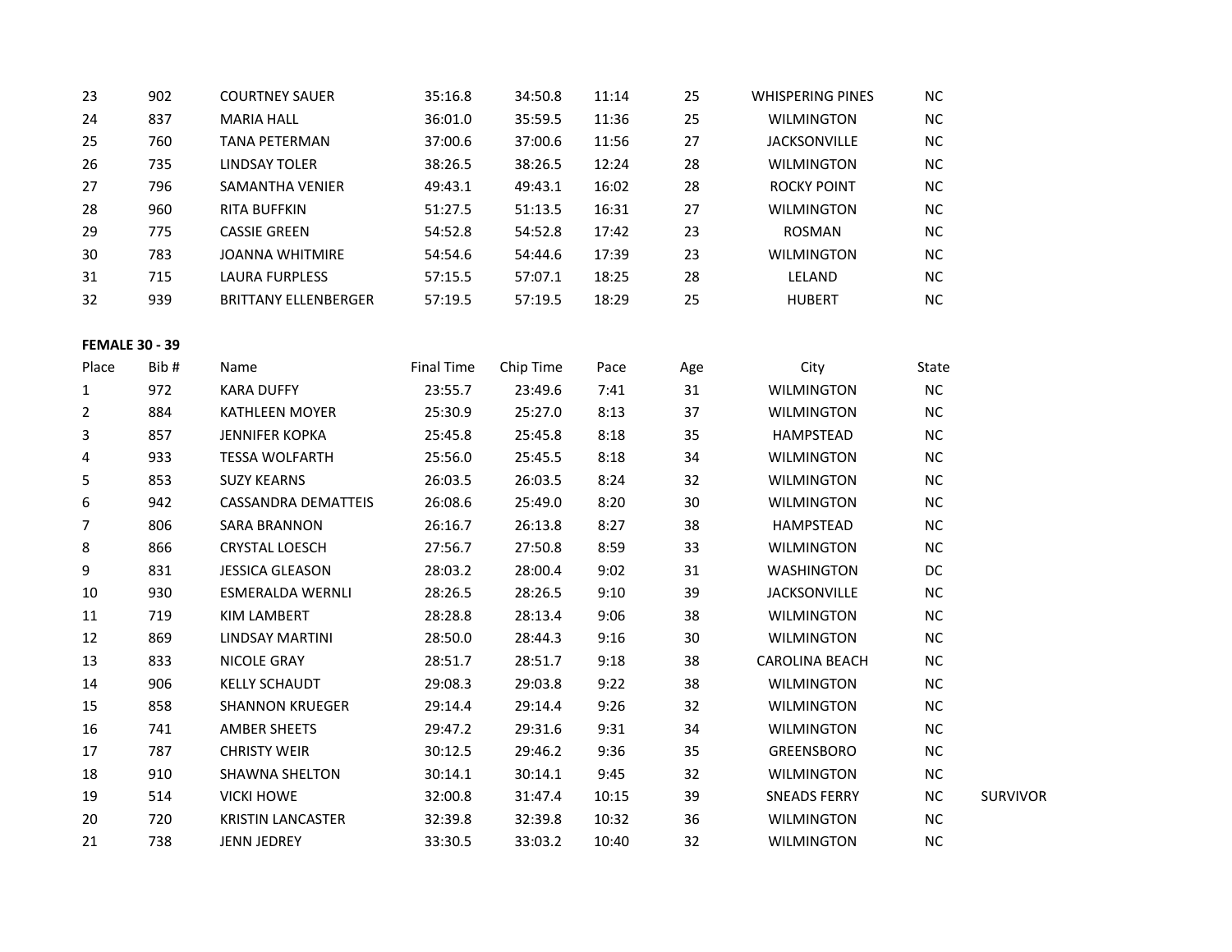| 23 | 902 | COURTNEY SAUER | 35:16.8 | 34:50.8 | 11:14 | 25 | WHISPERING PINES | NC | |
|---|---|---|---|---|---|---|---|---|---|
| 24 | 837 | MARIA HALL | 36:01.0 | 35:59.5 | 11:36 | 25 | WILMINGTON | NC | |
| 25 | 760 | TANA PETERMAN | 37:00.6 | 37:00.6 | 11:56 | 27 | JACKSONVILLE | NC | |
| 26 | 735 | LINDSAY TOLER | 38:26.5 | 38:26.5 | 12:24 | 28 | WILMINGTON | NC | |
| 27 | 796 | SAMANTHA VENIER | 49:43.1 | 49:43.1 | 16:02 | 28 | ROCKY POINT | NC | |
| 28 | 960 | RITA BUFFKIN | 51:27.5 | 51:13.5 | 16:31 | 27 | WILMINGTON | NC | |
| 29 | 775 | CASSIE GREEN | 54:52.8 | 54:52.8 | 17:42 | 23 | ROSMAN | NC | |
| 30 | 783 | JOANNA WHITMIRE | 54:54.6 | 54:44.6 | 17:39 | 23 | WILMINGTON | NC | |
| 31 | 715 | LAURA FURPLESS | 57:15.5 | 57:07.1 | 18:25 | 28 | LELAND | NC | |
| 32 | 939 | BRITTANY ELLENBERGER | 57:19.5 | 57:19.5 | 18:29 | 25 | HUBERT | NC | |

**FEMALE 30 - 39**

| Place | Bib # | Name | Final Time | Chip Time | Pace | Age | City | State | |
|---|---|---|---|---|---|---|---|---|---|
| 1 | 972 | KARA DUFFY | 23:55.7 | 23:49.6 | 7:41 | 31 | WILMINGTON | NC | |
| 2 | 884 | KATHLEEN MOYER | 25:30.9 | 25:27.0 | 8:13 | 37 | WILMINGTON | NC | |
| 3 | 857 | JENNIFER KOPKA | 25:45.8 | 25:45.8 | 8:18 | 35 | HAMPSTEAD | NC | |
| 4 | 933 | TESSA WOLFARTH | 25:56.0 | 25:45.5 | 8:18 | 34 | WILMINGTON | NC | |
| 5 | 853 | SUZY KEARNS | 26:03.5 | 26:03.5 | 8:24 | 32 | WILMINGTON | NC | |
| 6 | 942 | CASSANDRA DEMATTEIS | 26:08.6 | 25:49.0 | 8:20 | 30 | WILMINGTON | NC | |
| 7 | 806 | SARA BRANNON | 26:16.7 | 26:13.8 | 8:27 | 38 | HAMPSTEAD | NC | |
| 8 | 866 | CRYSTAL LOESCH | 27:56.7 | 27:50.8 | 8:59 | 33 | WILMINGTON | NC | |
| 9 | 831 | JESSICA GLEASON | 28:03.2 | 28:00.4 | 9:02 | 31 | WASHINGTON | DC | |
| 10 | 930 | ESMERALDA WERNLI | 28:26.5 | 28:26.5 | 9:10 | 39 | JACKSONVILLE | NC | |
| 11 | 719 | KIM LAMBERT | 28:28.8 | 28:13.4 | 9:06 | 38 | WILMINGTON | NC | |
| 12 | 869 | LINDSAY MARTINI | 28:50.0 | 28:44.3 | 9:16 | 30 | WILMINGTON | NC | |
| 13 | 833 | NICOLE GRAY | 28:51.7 | 28:51.7 | 9:18 | 38 | CAROLINA BEACH | NC | |
| 14 | 906 | KELLY SCHAUDT | 29:08.3 | 29:03.8 | 9:22 | 38 | WILMINGTON | NC | |
| 15 | 858 | SHANNON KRUEGER | 29:14.4 | 29:14.4 | 9:26 | 32 | WILMINGTON | NC | |
| 16 | 741 | AMBER SHEETS | 29:47.2 | 29:31.6 | 9:31 | 34 | WILMINGTON | NC | |
| 17 | 787 | CHRISTY WEIR | 30:12.5 | 29:46.2 | 9:36 | 35 | GREENSBORO | NC | |
| 18 | 910 | SHAWNA SHELTON | 30:14.1 | 30:14.1 | 9:45 | 32 | WILMINGTON | NC | |
| 19 | 514 | VICKI HOWE | 32:00.8 | 31:47.4 | 10:15 | 39 | SNEADS FERRY | NC | SURVIVOR |
| 20 | 720 | KRISTIN LANCASTER | 32:39.8 | 32:39.8 | 10:32 | 36 | WILMINGTON | NC | |
| 21 | 738 | JENN JEDREY | 33:30.5 | 33:03.2 | 10:40 | 32 | WILMINGTON | NC | |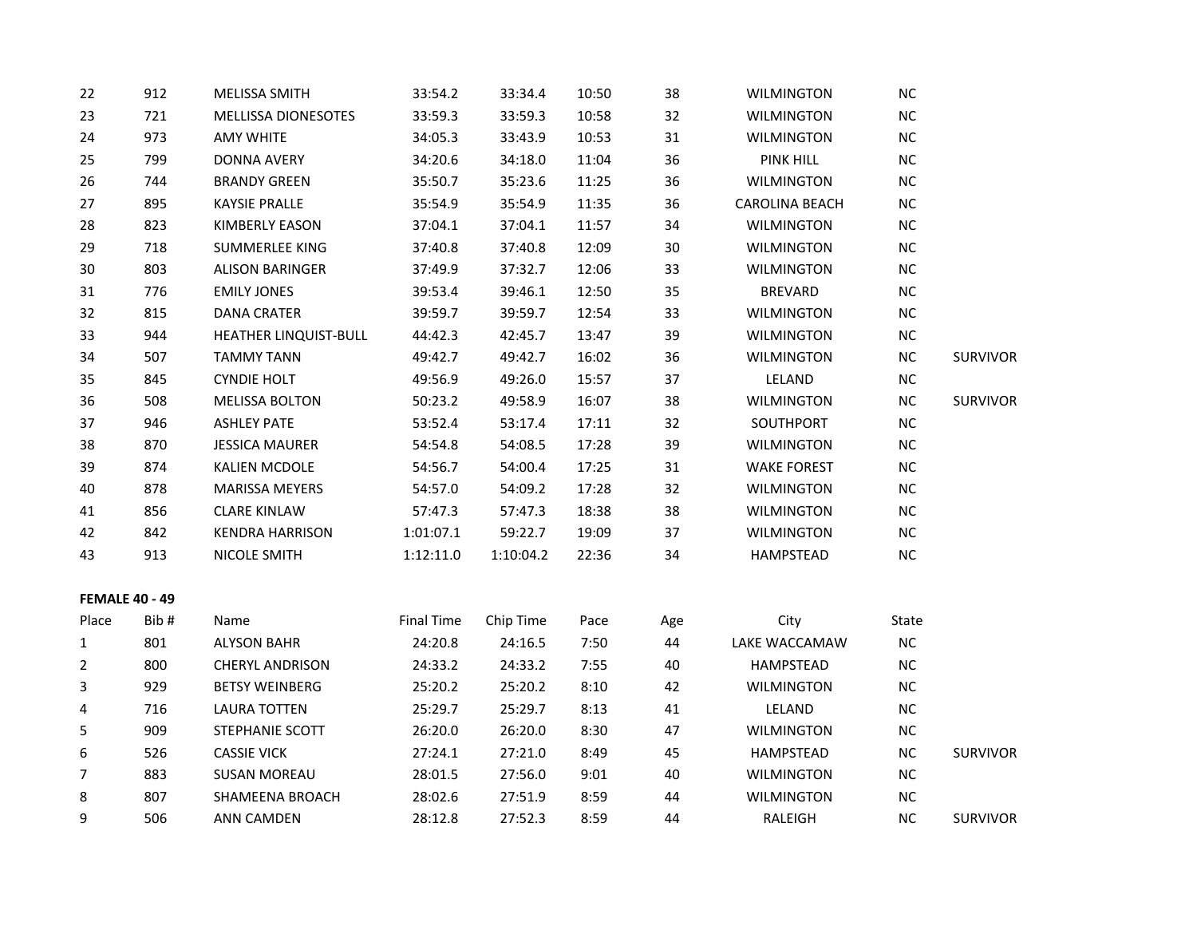| | | | | | | | | | |
|---|---|---|---|---|---|---|---|---|---|
| 22 | 912 | MELISSA SMITH | 33:54.2 | 33:34.4 | 10:50 | 38 | WILMINGTON | NC | |
| 23 | 721 | MELLISSA DIONESOTES | 33:59.3 | 33:59.3 | 10:58 | 32 | WILMINGTON | NC | |
| 24 | 973 | AMY WHITE | 34:05.3 | 33:43.9 | 10:53 | 31 | WILMINGTON | NC | |
| 25 | 799 | DONNA AVERY | 34:20.6 | 34:18.0 | 11:04 | 36 | PINK HILL | NC | |
| 26 | 744 | BRANDY GREEN | 35:50.7 | 35:23.6 | 11:25 | 36 | WILMINGTON | NC | |
| 27 | 895 | KAYSIE PRALLE | 35:54.9 | 35:54.9 | 11:35 | 36 | CAROLINA BEACH | NC | |
| 28 | 823 | KIMBERLY EASON | 37:04.1 | 37:04.1 | 11:57 | 34 | WILMINGTON | NC | |
| 29 | 718 | SUMMERLEE KING | 37:40.8 | 37:40.8 | 12:09 | 30 | WILMINGTON | NC | |
| 30 | 803 | ALISON BARINGER | 37:49.9 | 37:32.7 | 12:06 | 33 | WILMINGTON | NC | |
| 31 | 776 | EMILY JONES | 39:53.4 | 39:46.1 | 12:50 | 35 | BREVARD | NC | |
| 32 | 815 | DANA CRATER | 39:59.7 | 39:59.7 | 12:54 | 33 | WILMINGTON | NC | |
| 33 | 944 | HEATHER LINQUIST-BULL | 44:42.3 | 42:45.7 | 13:47 | 39 | WILMINGTON | NC | |
| 34 | 507 | TAMMY TANN | 49:42.7 | 49:42.7 | 16:02 | 36 | WILMINGTON | NC | SURVIVOR |
| 35 | 845 | CYNDIE HOLT | 49:56.9 | 49:26.0 | 15:57 | 37 | LELAND | NC | |
| 36 | 508 | MELISSA BOLTON | 50:23.2 | 49:58.9 | 16:07 | 38 | WILMINGTON | NC | SURVIVOR |
| 37 | 946 | ASHLEY PATE | 53:52.4 | 53:17.4 | 17:11 | 32 | SOUTHPORT | NC | |
| 38 | 870 | JESSICA MAURER | 54:54.8 | 54:08.5 | 17:28 | 39 | WILMINGTON | NC | |
| 39 | 874 | KALIEN MCDOLE | 54:56.7 | 54:00.4 | 17:25 | 31 | WAKE FOREST | NC | |
| 40 | 878 | MARISSA MEYERS | 54:57.0 | 54:09.2 | 17:28 | 32 | WILMINGTON | NC | |
| 41 | 856 | CLARE KINLAW | 57:47.3 | 57:47.3 | 18:38 | 38 | WILMINGTON | NC | |
| 42 | 842 | KENDRA HARRISON | 1:01:07.1 | 59:22.7 | 19:09 | 37 | WILMINGTON | NC | |
| 43 | 913 | NICOLE SMITH | 1:12:11.0 | 1:10:04.2 | 22:36 | 34 | HAMPSTEAD | NC | |

**FEMALE 40 - 49**

| Place | Bib # | Name | Final Time | Chip Time | Pace | Age | City | State | |
|---|---|---|---|---|---|---|---|---|---|
| 1 | 801 | ALYSON BAHR | 24:20.8 | 24:16.5 | 7:50 | 44 | LAKE WACCAMAW | NC | |
| 2 | 800 | CHERYL ANDRISON | 24:33.2 | 24:33.2 | 7:55 | 40 | HAMPSTEAD | NC | |
| 3 | 929 | BETSY WEINBERG | 25:20.2 | 25:20.2 | 8:10 | 42 | WILMINGTON | NC | |
| 4 | 716 | LAURA TOTTEN | 25:29.7 | 25:29.7 | 8:13 | 41 | LELAND | NC | |
| 5 | 909 | STEPHANIE SCOTT | 26:20.0 | 26:20.0 | 8:30 | 47 | WILMINGTON | NC | |
| 6 | 526 | CASSIE VICK | 27:24.1 | 27:21.0 | 8:49 | 45 | HAMPSTEAD | NC | SURVIVOR |
| 7 | 883 | SUSAN MOREAU | 28:01.5 | 27:56.0 | 9:01 | 40 | WILMINGTON | NC | |
| 8 | 807 | SHAMEENA BROACH | 28:02.6 | 27:51.9 | 8:59 | 44 | WILMINGTON | NC | |
| 9 | 506 | ANN CAMDEN | 28:12.8 | 27:52.3 | 8:59 | 44 | RALEIGH | NC | SURVIVOR |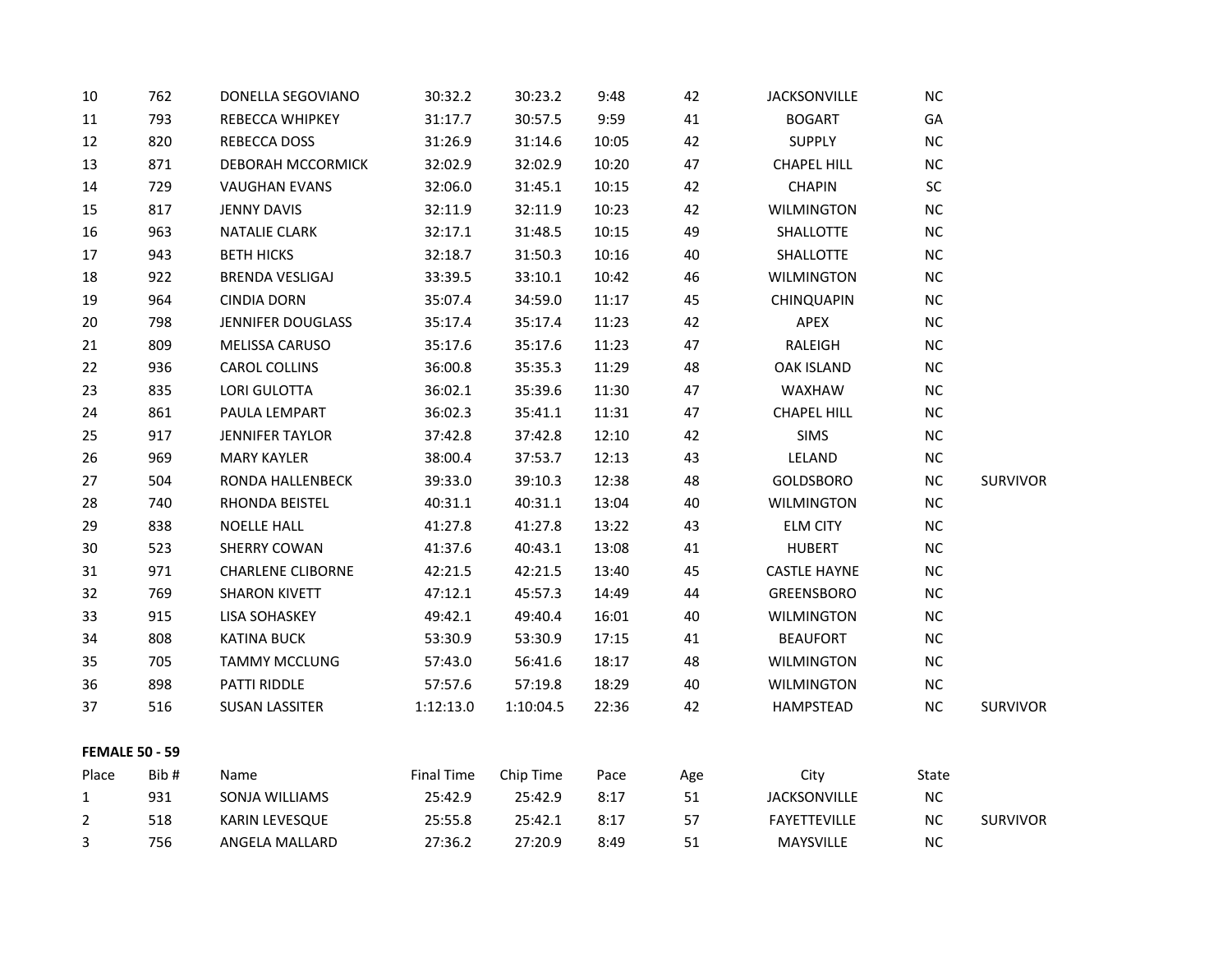| | | | | | | | | | |
|---|---|---|---|---|---|---|---|---|---|
| 10 | 762 | DONELLA SEGOVIANO | 30:32.2 | 30:23.2 | 9:48 | 42 | JACKSONVILLE | NC | |
| 11 | 793 | REBECCA WHIPKEY | 31:17.7 | 30:57.5 | 9:59 | 41 | BOGART | GA | |
| 12 | 820 | REBECCA DOSS | 31:26.9 | 31:14.6 | 10:05 | 42 | SUPPLY | NC | |
| 13 | 871 | DEBORAH MCCORMICK | 32:02.9 | 32:02.9 | 10:20 | 47 | CHAPEL HILL | NC | |
| 14 | 729 | VAUGHAN EVANS | 32:06.0 | 31:45.1 | 10:15 | 42 | CHAPIN | SC | |
| 15 | 817 | JENNY DAVIS | 32:11.9 | 32:11.9 | 10:23 | 42 | WILMINGTON | NC | |
| 16 | 963 | NATALIE CLARK | 32:17.1 | 31:48.5 | 10:15 | 49 | SHALLOTTE | NC | |
| 17 | 943 | BETH HICKS | 32:18.7 | 31:50.3 | 10:16 | 40 | SHALLOTTE | NC | |
| 18 | 922 | BRENDA VESLIGAJ | 33:39.5 | 33:10.1 | 10:42 | 46 | WILMINGTON | NC | |
| 19 | 964 | CINDIA DORN | 35:07.4 | 34:59.0 | 11:17 | 45 | CHINQUAPIN | NC | |
| 20 | 798 | JENNIFER DOUGLASS | 35:17.4 | 35:17.4 | 11:23 | 42 | APEX | NC | |
| 21 | 809 | MELISSA CARUSO | 35:17.6 | 35:17.6 | 11:23 | 47 | RALEIGH | NC | |
| 22 | 936 | CAROL COLLINS | 36:00.8 | 35:35.3 | 11:29 | 48 | OAK ISLAND | NC | |
| 23 | 835 | LORI GULOTTA | 36:02.1 | 35:39.6 | 11:30 | 47 | WAXHAW | NC | |
| 24 | 861 | PAULA LEMPART | 36:02.3 | 35:41.1 | 11:31 | 47 | CHAPEL HILL | NC | |
| 25 | 917 | JENNIFER TAYLOR | 37:42.8 | 37:42.8 | 12:10 | 42 | SIMS | NC | |
| 26 | 969 | MARY KAYLER | 38:00.4 | 37:53.7 | 12:13 | 43 | LELAND | NC | |
| 27 | 504 | RONDA HALLENBECK | 39:33.0 | 39:10.3 | 12:38 | 48 | GOLDSBORO | NC | SURVIVOR |
| 28 | 740 | RHONDA BEISTEL | 40:31.1 | 40:31.1 | 13:04 | 40 | WILMINGTON | NC | |
| 29 | 838 | NOELLE HALL | 41:27.8 | 41:27.8 | 13:22 | 43 | ELM CITY | NC | |
| 30 | 523 | SHERRY COWAN | 41:37.6 | 40:43.1 | 13:08 | 41 | HUBERT | NC | |
| 31 | 971 | CHARLENE CLIBORNE | 42:21.5 | 42:21.5 | 13:40 | 45 | CASTLE HAYNE | NC | |
| 32 | 769 | SHARON KIVETT | 47:12.1 | 45:57.3 | 14:49 | 44 | GREENSBORO | NC | |
| 33 | 915 | LISA SOHASKEY | 49:42.1 | 49:40.4 | 16:01 | 40 | WILMINGTON | NC | |
| 34 | 808 | KATINA BUCK | 53:30.9 | 53:30.9 | 17:15 | 41 | BEAUFORT | NC | |
| 35 | 705 | TAMMY MCCLUNG | 57:43.0 | 56:41.6 | 18:17 | 48 | WILMINGTON | NC | |
| 36 | 898 | PATTI RIDDLE | 57:57.6 | 57:19.8 | 18:29 | 40 | WILMINGTON | NC | |
| 37 | 516 | SUSAN LASSITER | 1:12:13.0 | 1:10:04.5 | 22:36 | 42 | HAMPSTEAD | NC | SURVIVOR |

**FEMALE 50 - 59**

| Place | Bib # | Name | Final Time | Chip Time | Pace | Age | City | State | |
|---|---|---|---|---|---|---|---|---|---|
| 1 | 931 | SONJA WILLIAMS | 25:42.9 | 25:42.9 | 8:17 | 51 | JACKSONVILLE | NC | |
| 2 | 518 | KARIN LEVESQUE | 25:55.8 | 25:42.1 | 8:17 | 57 | FAYETTEVILLE | NC | SURVIVOR |
| 3 | 756 | ANGELA MALLARD | 27:36.2 | 27:20.9 | 8:49 | 51 | MAYSVILLE | NC | |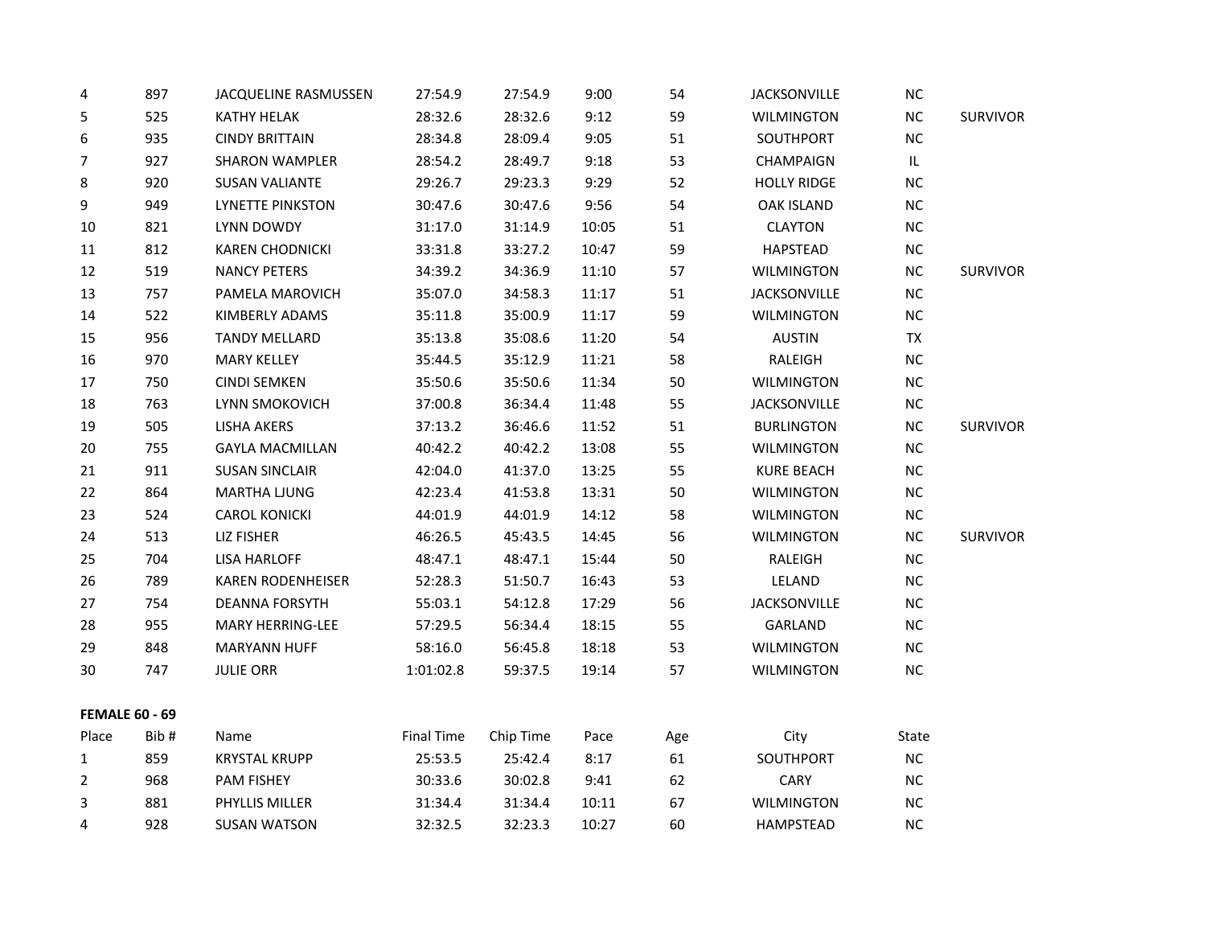| | | | | | | | | | |
|---|---|---|---|---|---|---|---|---|---|
| 4 | 897 | JACQUELINE RASMUSSEN | 27:54.9 | 27:54.9 | 9:00 | 54 | JACKSONVILLE | NC | |
| 5 | 525 | KATHY HELAK | 28:32.6 | 28:32.6 | 9:12 | 59 | WILMINGTON | NC | SURVIVOR |
| 6 | 935 | CINDY BRITTAIN | 28:34.8 | 28:09.4 | 9:05 | 51 | SOUTHPORT | NC | |
| 7 | 927 | SHARON WAMPLER | 28:54.2 | 28:49.7 | 9:18 | 53 | CHAMPAIGN | IL | |
| 8 | 920 | SUSAN VALIANTE | 29:26.7 | 29:23.3 | 9:29 | 52 | HOLLY RIDGE | NC | |
| 9 | 949 | LYNETTE PINKSTON | 30:47.6 | 30:47.6 | 9:56 | 54 | OAK ISLAND | NC | |
| 10 | 821 | LYNN DOWDY | 31:17.0 | 31:14.9 | 10:05 | 51 | CLAYTON | NC | |
| 11 | 812 | KAREN CHODNICKI | 33:31.8 | 33:27.2 | 10:47 | 59 | HAPSTEAD | NC | |
| 12 | 519 | NANCY PETERS | 34:39.2 | 34:36.9 | 11:10 | 57 | WILMINGTON | NC | SURVIVOR |
| 13 | 757 | PAMELA MAROVICH | 35:07.0 | 34:58.3 | 11:17 | 51 | JACKSONVILLE | NC | |
| 14 | 522 | KIMBERLY ADAMS | 35:11.8 | 35:00.9 | 11:17 | 59 | WILMINGTON | NC | |
| 15 | 956 | TANDY MELLARD | 35:13.8 | 35:08.6 | 11:20 | 54 | AUSTIN | TX | |
| 16 | 970 | MARY KELLEY | 35:44.5 | 35:12.9 | 11:21 | 58 | RALEIGH | NC | |
| 17 | 750 | CINDI SEMKEN | 35:50.6 | 35:50.6 | 11:34 | 50 | WILMINGTON | NC | |
| 18 | 763 | LYNN SMOKOVICH | 37:00.8 | 36:34.4 | 11:48 | 55 | JACKSONVILLE | NC | |
| 19 | 505 | LISHA AKERS | 37:13.2 | 36:46.6 | 11:52 | 51 | BURLINGTON | NC | SURVIVOR |
| 20 | 755 | GAYLA MACMILLAN | 40:42.2 | 40:42.2 | 13:08 | 55 | WILMINGTON | NC | |
| 21 | 911 | SUSAN SINCLAIR | 42:04.0 | 41:37.0 | 13:25 | 55 | KURE BEACH | NC | |
| 22 | 864 | MARTHA LJUNG | 42:23.4 | 41:53.8 | 13:31 | 50 | WILMINGTON | NC | |
| 23 | 524 | CAROL KONICKI | 44:01.9 | 44:01.9 | 14:12 | 58 | WILMINGTON | NC | |
| 24 | 513 | LIZ FISHER | 46:26.5 | 45:43.5 | 14:45 | 56 | WILMINGTON | NC | SURVIVOR |
| 25 | 704 | LISA HARLOFF | 48:47.1 | 48:47.1 | 15:44 | 50 | RALEIGH | NC | |
| 26 | 789 | KAREN RODENHEISER | 52:28.3 | 51:50.7 | 16:43 | 53 | LELAND | NC | |
| 27 | 754 | DEANNA FORSYTH | 55:03.1 | 54:12.8 | 17:29 | 56 | JACKSONVILLE | NC | |
| 28 | 955 | MARY HERRING-LEE | 57:29.5 | 56:34.4 | 18:15 | 55 | GARLAND | NC | |
| 29 | 848 | MARYANN HUFF | 58:16.0 | 56:45.8 | 18:18 | 53 | WILMINGTON | NC | |
| 30 | 747 | JULIE ORR | 1:01:02.8 | 59:37.5 | 19:14 | 57 | WILMINGTON | NC | |

**FEMALE 60 - 69**

| Place | Bib # | Name | Final Time | Chip Time | Pace | Age | City | State |
|---|---|---|---|---|---|---|---|---|
| 1 | 859 | KRYSTAL KRUPP | 25:53.5 | 25:42.4 | 8:17 | 61 | SOUTHPORT | NC |
| 2 | 968 | PAM FISHEY | 30:33.6 | 30:02.8 | 9:41 | 62 | CARY | NC |
| 3 | 881 | PHYLLIS MILLER | 31:34.4 | 31:34.4 | 10:11 | 67 | WILMINGTON | NC |
| 4 | 928 | SUSAN WATSON | 32:32.5 | 32:23.3 | 10:27 | 60 | HAMPSTEAD | NC |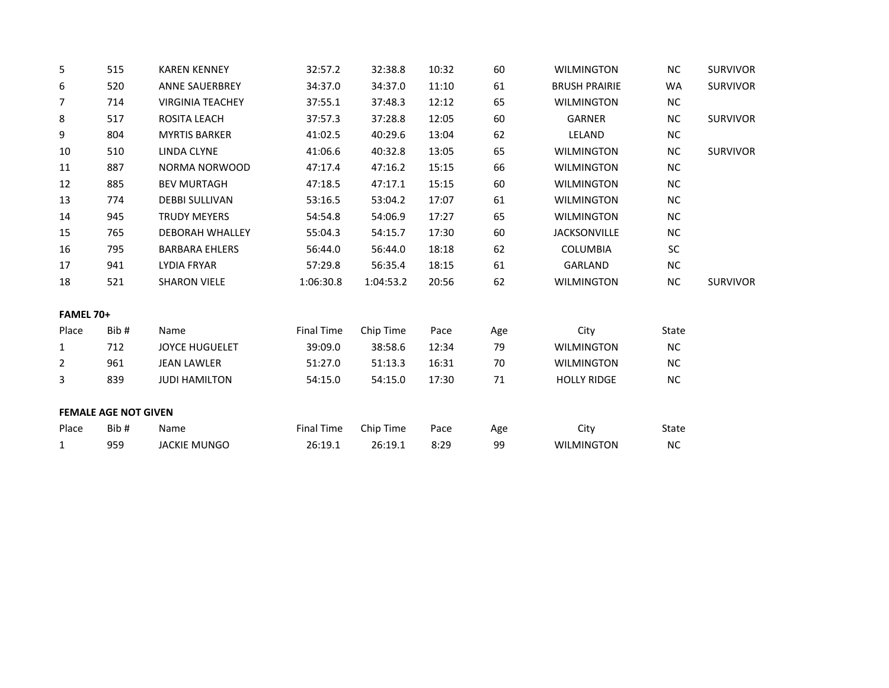| | | | | | | | | | |
|---|---|---|---|---|---|---|---|---|---|
| 5 | 515 | KAREN KENNEY | 32:57.2 | 32:38.8 | 10:32 | 60 | WILMINGTON | NC | SURVIVOR |
| 6 | 520 | ANNE SAUERBREY | 34:37.0 | 34:37.0 | 11:10 | 61 | BRUSH PRAIRIE | WA | SURVIVOR |
| 7 | 714 | VIRGINIA TEACHEY | 37:55.1 | 37:48.3 | 12:12 | 65 | WILMINGTON | NC | |
| 8 | 517 | ROSITA LEACH | 37:57.3 | 37:28.8 | 12:05 | 60 | GARNER | NC | SURVIVOR |
| 9 | 804 | MYRTIS BARKER | 41:02.5 | 40:29.6 | 13:04 | 62 | LELAND | NC | |
| 10 | 510 | LINDA CLYNE | 41:06.6 | 40:32.8 | 13:05 | 65 | WILMINGTON | NC | SURVIVOR |
| 11 | 887 | NORMA NORWOOD | 47:17.4 | 47:16.2 | 15:15 | 66 | WILMINGTON | NC | |
| 12 | 885 | BEV MURTAGH | 47:18.5 | 47:17.1 | 15:15 | 60 | WILMINGTON | NC | |
| 13 | 774 | DEBBI SULLIVAN | 53:16.5 | 53:04.2 | 17:07 | 61 | WILMINGTON | NC | |
| 14 | 945 | TRUDY MEYERS | 54:54.8 | 54:06.9 | 17:27 | 65 | WILMINGTON | NC | |
| 15 | 765 | DEBORAH WHALLEY | 55:04.3 | 54:15.7 | 17:30 | 60 | JACKSONVILLE | NC | |
| 16 | 795 | BARBARA EHLERS | 56:44.0 | 56:44.0 | 18:18 | 62 | COLUMBIA | SC | |
| 17 | 941 | LYDIA FRYAR | 57:29.8 | 56:35.4 | 18:15 | 61 | GARLAND | NC | |
| 18 | 521 | SHARON VIELE | 1:06:30.8 | 1:04:53.2 | 20:56 | 62 | WILMINGTON | NC | SURVIVOR |

**FAMEL 70+**

| Place | Bib # | Name | Final Time | Chip Time | Pace | Age | City | State |
|---|---|---|---|---|---|---|---|---|
| 1 | 712 | JOYCE HUGUELET | 39:09.0 | 38:58.6 | 12:34 | 79 | WILMINGTON | NC |
| 2 | 961 | JEAN LAWLER | 51:27.0 | 51:13.3 | 16:31 | 70 | WILMINGTON | NC |
| 3 | 839 | JUDI HAMILTON | 54:15.0 | 54:15.0 | 17:30 | 71 | HOLLY RIDGE | NC |

**FEMALE AGE NOT GIVEN**

| Place | Bib # | Name | Final Time | Chip Time | Pace | Age | City | State |
|---|---|---|---|---|---|---|---|---|
| 1 | 959 | JACKIE MUNGO | 26:19.1 | 26:19.1 | 8:29 | 99 | WILMINGTON | NC |